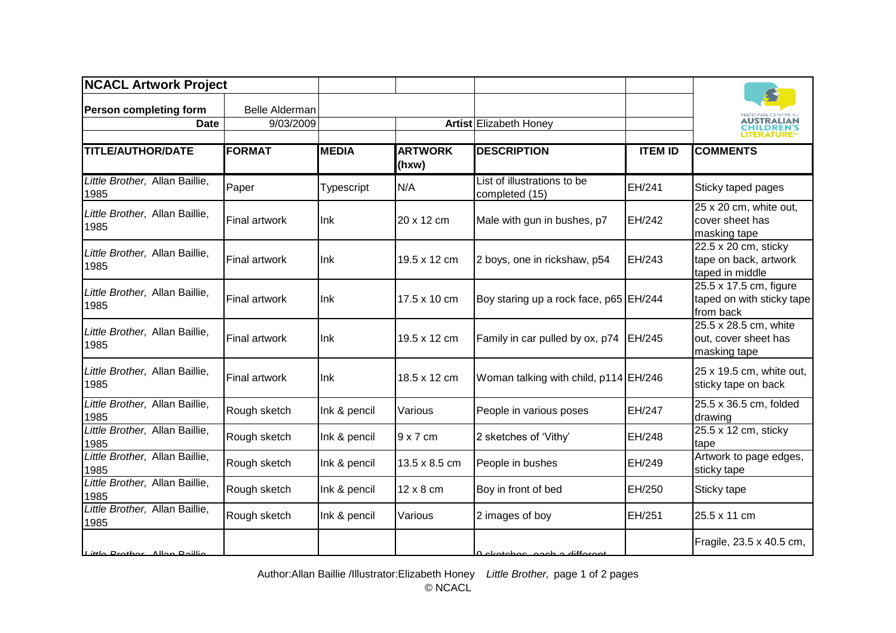## NCACL Artwork Project

**Person completing form** Belle Alderman

**Date** 9/03/2009

**Artist** Elizabeth Honey

| TITLE/AUTHOR/DATE | FORMAT | MEDIA | ARTWORK (hxw) | DESCRIPTION | ITEM ID | COMMENTS |
|---|---|---|---|---|---|---|
| *Little Brother,* Allan Baillie, 1985 | Paper | Typescript | N/A | List of illustrations to be completed (15) | EH/241 | Sticky taped pages |
| *Little Brother,* Allan Baillie, 1985 | Final artwork | Ink | 20 x 12 cm | Male with gun in bushes, p7 | EH/242 | 25 x 20 cm, white out, cover sheet has masking tape |
| *Little Brother,* Allan Baillie, 1985 | Final artwork | Ink | 19.5 x 12 cm | 2 boys, one in rickshaw, p54 | EH/243 | 22.5 x 20 cm, sticky tape on back, artwork taped in middle |
| *Little Brother,* Allan Baillie, 1985 | Final artwork | Ink | 17.5 x 10 cm | Boy staring up a rock face, p65 | EH/244 | 25.5 x 17.5 cm, figure taped on with sticky tape from back |
| *Little Brother,* Allan Baillie, 1985 | Final artwork | Ink | 19.5 x 12 cm | Family in car pulled by ox, p74 | EH/245 | 25.5 x 28.5 cm, white out, cover sheet has masking tape |
| *Little Brother,* Allan Baillie, 1985 | Final artwork | Ink | 18.5 x 12 cm | Woman talking with child, p114 | EH/246 | 25 x 19.5 cm, white out, sticky tape on back |
| *Little Brother,* Allan Baillie, 1985 | Rough sketch | Ink & pencil | Various | People in various poses | EH/247 | 25.5 x 36.5 cm, folded drawing |
| *Little Brother,* Allan Baillie, 1985 | Rough sketch | Ink & pencil | 9 x 7 cm | 2 sketches of 'Vithy' | EH/248 | 25.5 x 12 cm, sticky tape |
| *Little Brother,* Allan Baillie, 1985 | Rough sketch | Ink & pencil | 13.5 x 8.5 cm | People in bushes | EH/249 | Artwork to page edges, sticky tape |
| *Little Brother,* Allan Baillie, 1985 | Rough sketch | Ink & pencil | 12 x 8 cm | Boy in front of bed | EH/250 | Sticky tape |
| *Little Brother,* Allan Baillie, 1985 | Rough sketch | Ink & pencil | Various | 2 images of boy | EH/251 | 25.5 x 11 cm |
| *Little Brother,* Allan Baillie | | | | 9 sketches, each a different | | Fragile, 23.5 x 40.5 cm, |

Author:Allan Baillie /Illustrator:Elizabeth Honey *Little Brother,*

© NCACL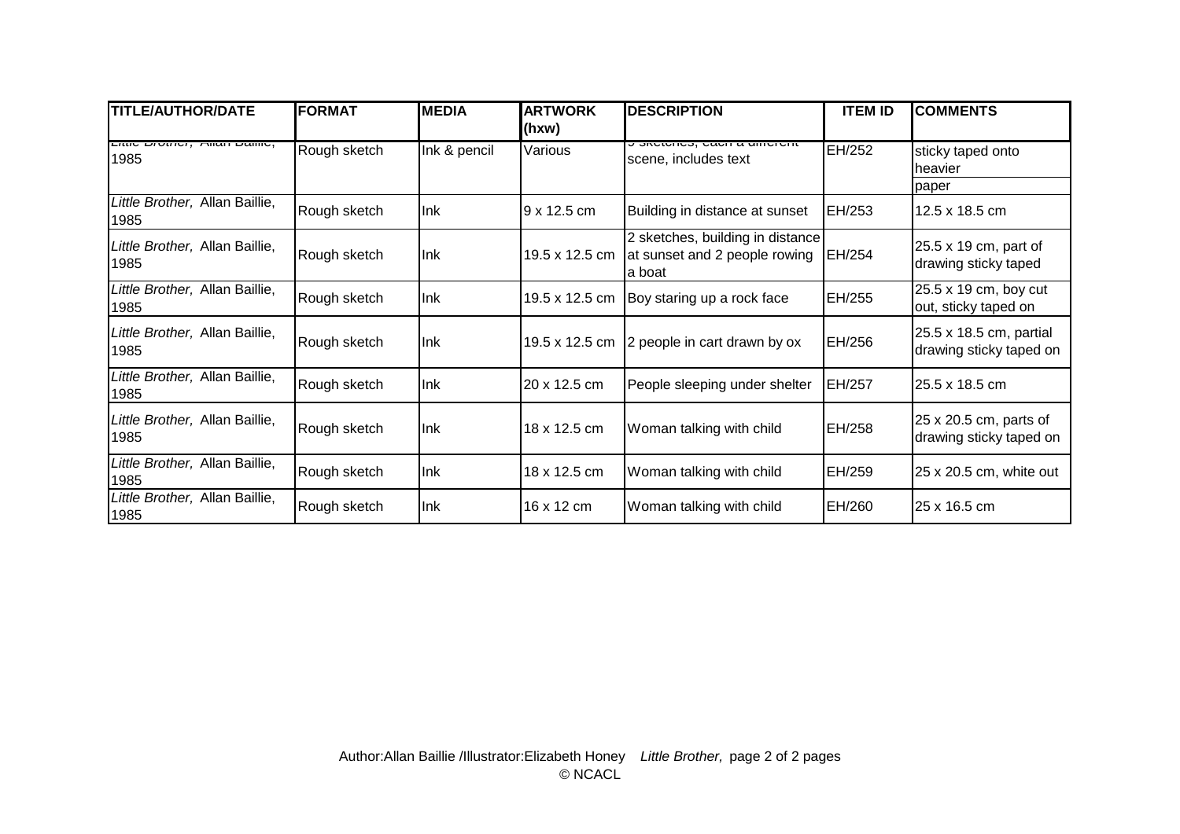| TITLE/AUTHOR/DATE | FORMAT | MEDIA | ARTWORK (hxw) | DESCRIPTION | ITEM ID | COMMENTS |
|---|---|---|---|---|---|---|
| *Little Brother,* Allan Baillie, 1985 | Rough sketch | Ink & pencil | Various | 9 sketches, each a different scene, includes text | EH/252 | sticky taped onto heavier paper |
| *Little Brother,* Allan Baillie, 1985 | Rough sketch | Ink | 9 x 12.5 cm | Building in distance at sunset | EH/253 | 12.5 x 18.5 cm |
| *Little Brother,* Allan Baillie, 1985 | Rough sketch | Ink | 19.5 x 12.5 cm | 2 sketches, building in distance at sunset and 2 people rowing a boat | EH/254 | 25.5 x 19 cm, part of drawing sticky taped |
| *Little Brother,* Allan Baillie, 1985 | Rough sketch | Ink | 19.5 x 12.5 cm | Boy staring up a rock face | EH/255 | 25.5 x 19 cm, boy cut out, sticky taped on |
| *Little Brother,* Allan Baillie, 1985 | Rough sketch | Ink | 19.5 x 12.5 cm | 2 people in cart drawn by ox | EH/256 | 25.5 x 18.5 cm, partial drawing sticky taped on |
| *Little Brother,* Allan Baillie, 1985 | Rough sketch | Ink | 20 x 12.5 cm | People sleeping under shelter | EH/257 | 25.5 x 18.5 cm |
| *Little Brother,* Allan Baillie, 1985 | Rough sketch | Ink | 18 x 12.5 cm | Woman talking with child | EH/258 | 25 x 20.5 cm, parts of drawing sticky taped on |
| *Little Brother,* Allan Baillie, 1985 | Rough sketch | Ink | 18 x 12.5 cm | Woman talking with child | EH/259 | 25 x 20.5 cm, white out |
| *Little Brother,* Allan Baillie, 1985 | Rough sketch | Ink | 16 x 12 cm | Woman talking with child | EH/260 | 25 x 16.5 cm |